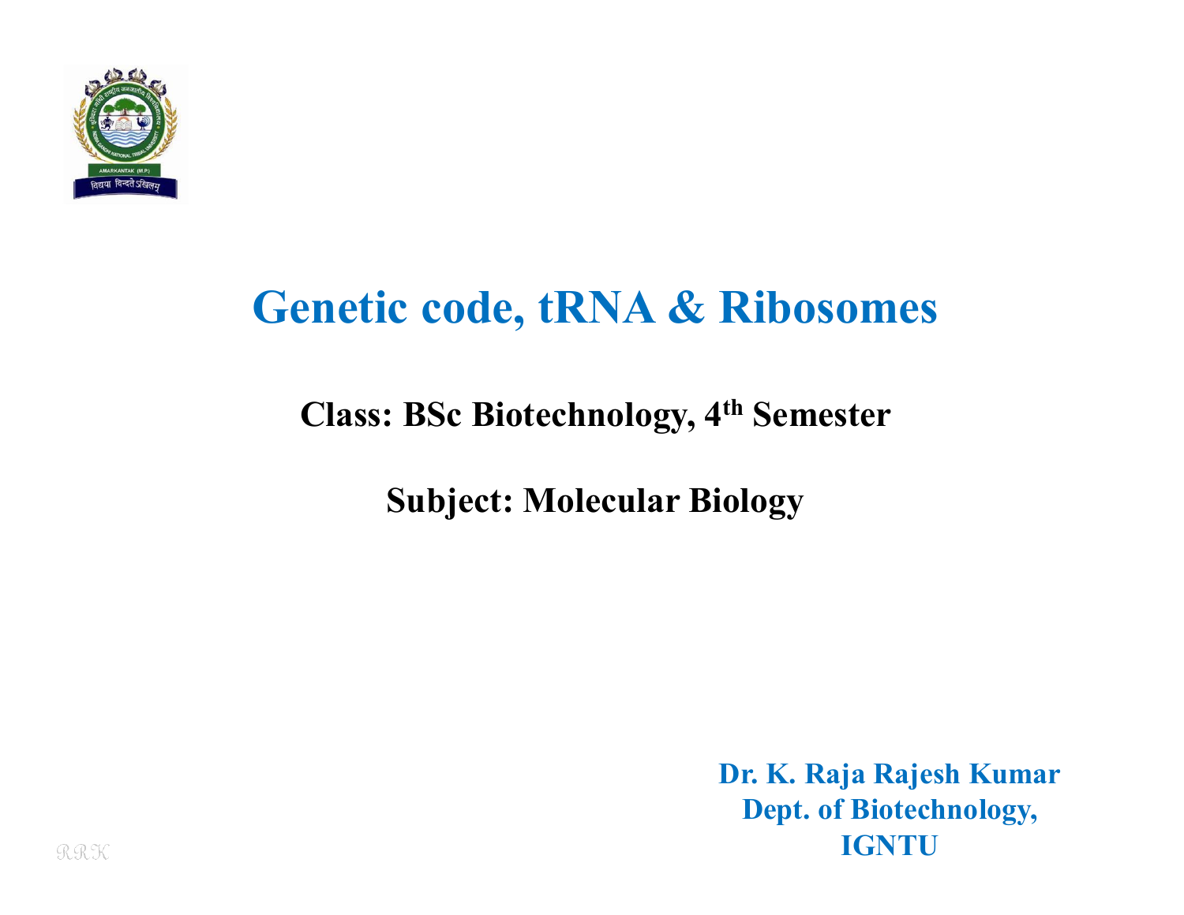# Genetic code, tRNA & Ribosomes

**Class: BSc Biotechnology, 4th Semester**

**Subject: Molecular Biology**

**Dr. K. Raja Rajesh Kumar**
**Dept. of Biotechnology,**
**IGNTU**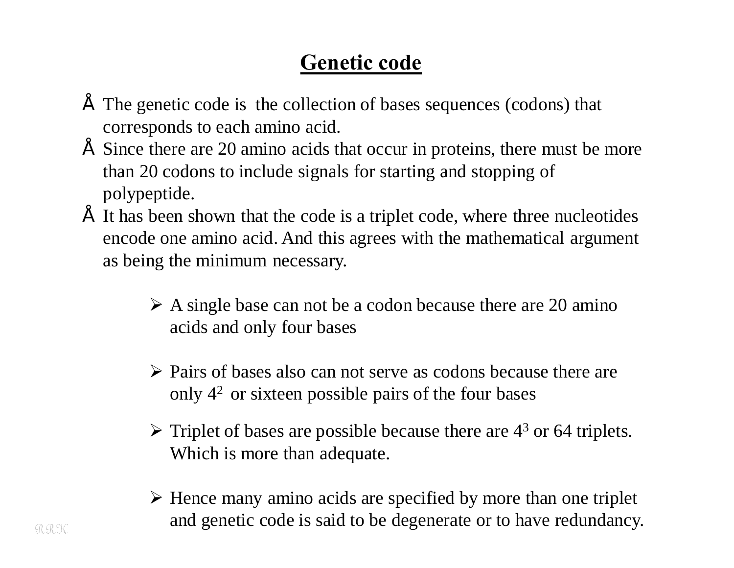# Genetic code

- The genetic code is the collection of bases sequences (codons) that corresponds to each amino acid.
- Since there are 20 amino acids that occur in proteins, there must be more than 20 codons to include signals for starting and stopping of polypeptide.
- It has been shown that the code is a triplet code, where three nucleotides encode one amino acid. And this agrees with the mathematical argument as being the minimum necessary.

  - A single base can not be a codon because there are 20 amino acids and only four bases
  - Pairs of bases also can not serve as codons because there are only $4^2$ or sixteen possible pairs of the four bases
  - Triplet of bases are possible because there are $4^3$ or 64 triplets. Which is more than adequate.
  - Hence many amino acids are specified by more than one triplet and genetic code is said to be degenerate or to have redundancy.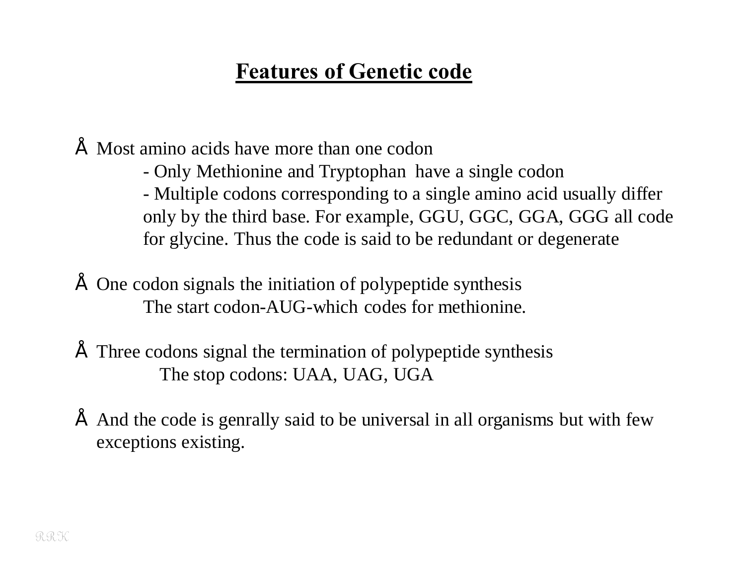## Features of Genetic code

- Most amino acids have more than one codon
  - Only Methionine and Tryptophan have a single codon
  - Multiple codons corresponding to a single amino acid usually differ only by the third base. For example, GGU, GGC, GGA, GGG all code for glycine. Thus the code is said to be redundant or degenerate

- One codon signals the initiation of polypeptide synthesis

  The start codon-AUG-which codes for methionine.

- Three codons signal the termination of polypeptide synthesis

  The stop codons: UAA, UAG, UGA

- And the code is genrally said to be universal in all organisms but with few exceptions existing.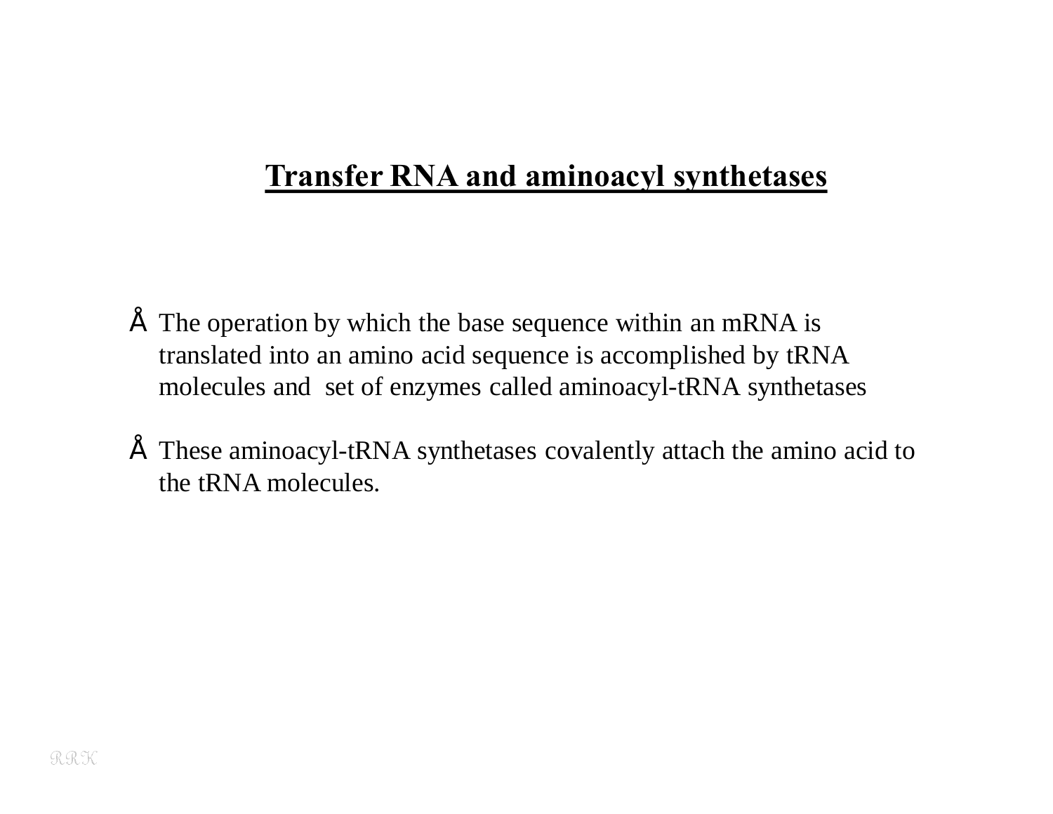## Transfer RNA and aminoacyl synthetases

- The operation by which the base sequence within an mRNA is translated into an amino acid sequence is accomplished by tRNA molecules and set of enzymes called aminoacyl-tRNA synthetases

- These aminoacyl-tRNA synthetases covalently attach the amino acid to the tRNA molecules.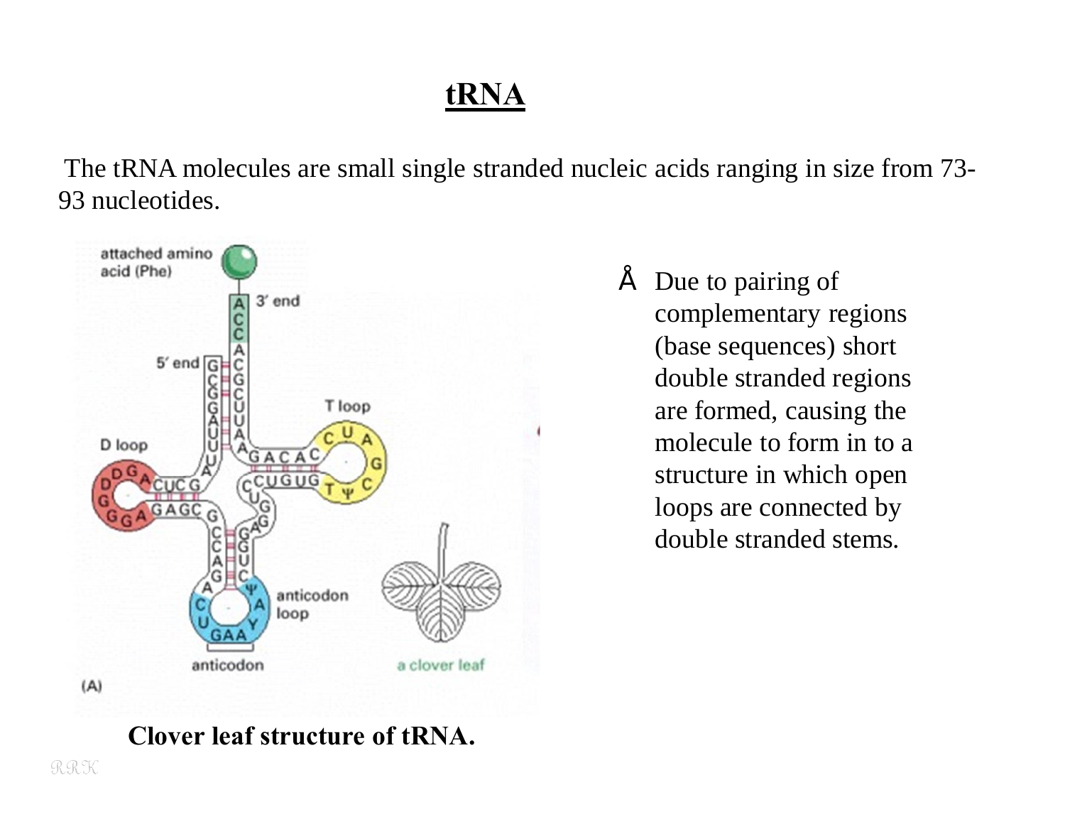# tRNA

The tRNA molecules are small single stranded nucleic acids ranging in size from 73-93 nucleotides.

Clover leaf structure of tRNA.

- Due to pairing of complementary regions (base sequences) short double stranded regions are formed, causing the molecule to form in to a structure in which open loops are connected by double stranded stems.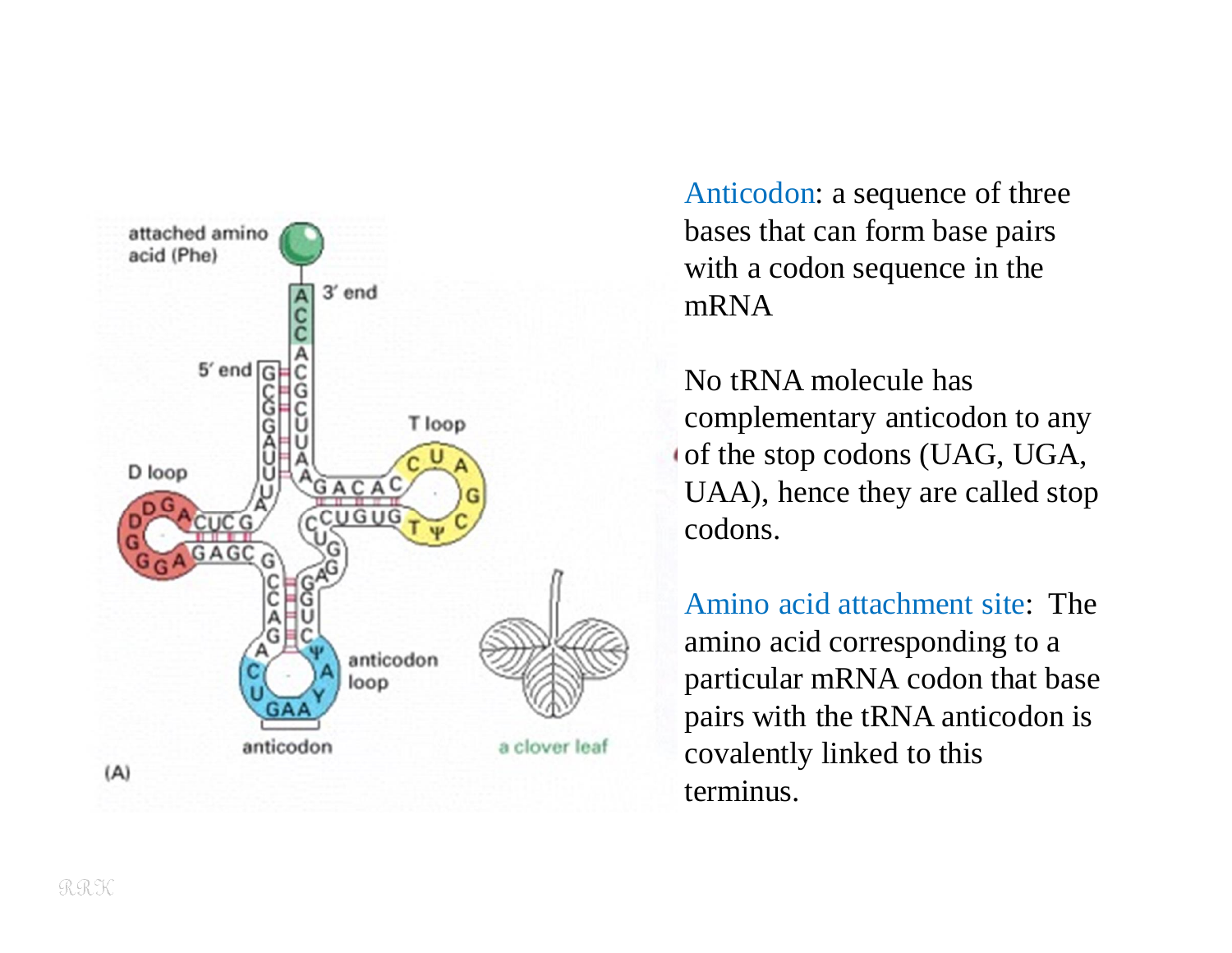Anticodon: a sequence of three bases that can form base pairs with a codon sequence in the mRNA

No tRNA molecule has complementary anticodon to any of the stop codons (UAG, UGA, UAA), hence they are called stop codons.

Amino acid attachment site: The amino acid corresponding to a particular mRNA codon that base pairs with the tRNA anticodon is covalently linked to this terminus.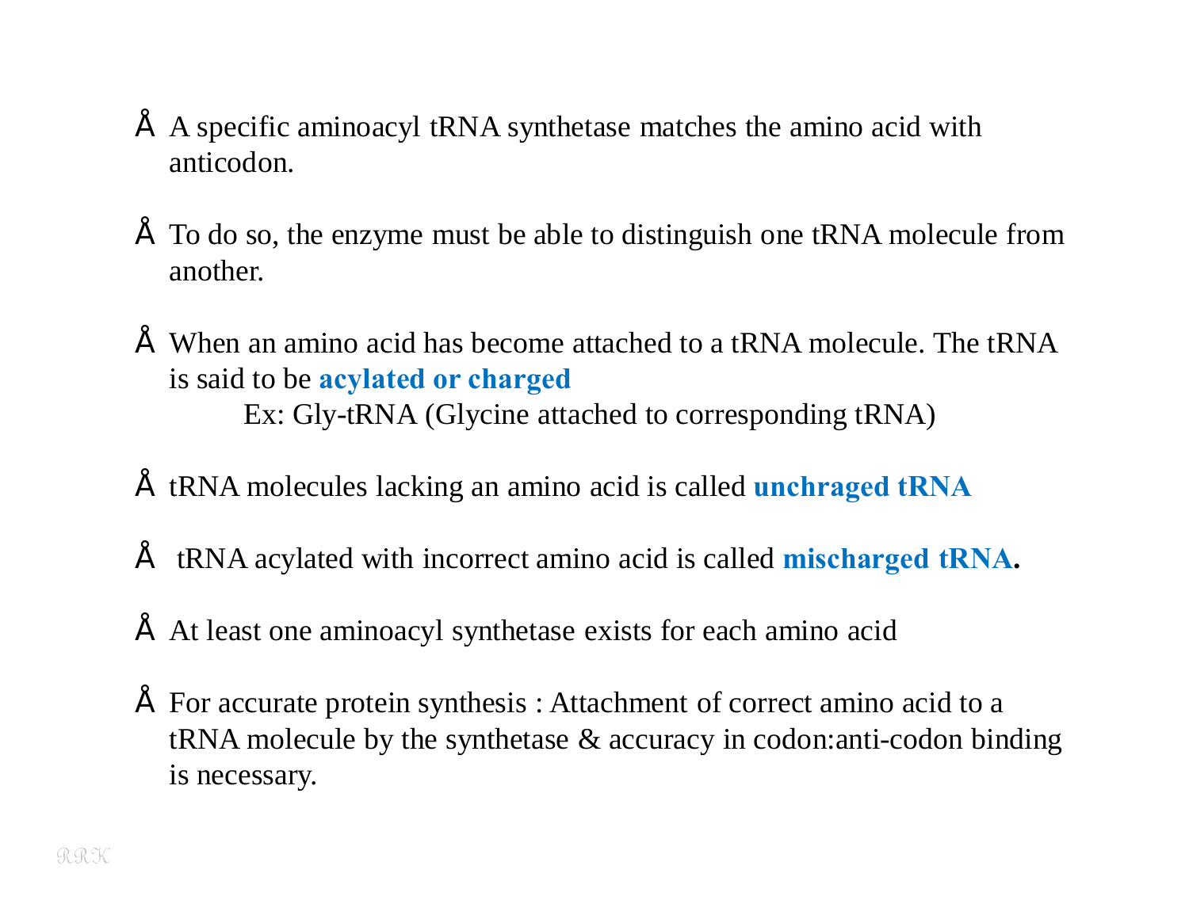- A specific aminoacyl tRNA synthetase matches the amino acid with anticodon.

- To do so, the enzyme must be able to distinguish one tRNA molecule from another.

- When an amino acid has become attached to a tRNA molecule. The tRNA is said to be **acylated or charged**

  Ex: Gly-tRNA (Glycine attached to corresponding tRNA)

- tRNA molecules lacking an amino acid is called **unchraged tRNA**

- tRNA acylated with incorrect amino acid is called **mischarged tRNA.**

- At least one aminoacyl synthetase exists for each amino acid

- For accurate protein synthesis : Attachment of correct amino acid to a tRNA molecule by the synthetase & accuracy in codon:anti-codon binding is necessary.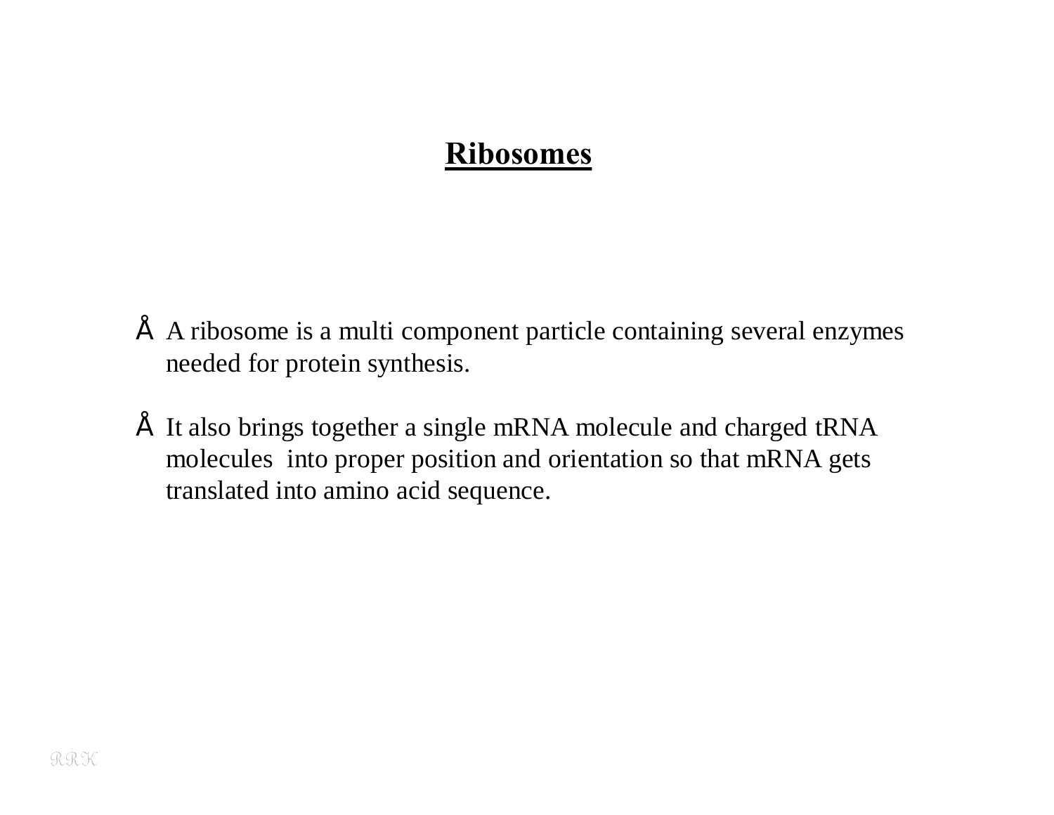# Ribosomes

- A ribosome is a multi component particle containing several enzymes needed for protein synthesis.

- It also brings together a single mRNA molecule and charged tRNA molecules into proper position and orientation so that mRNA gets translated into amino acid sequence.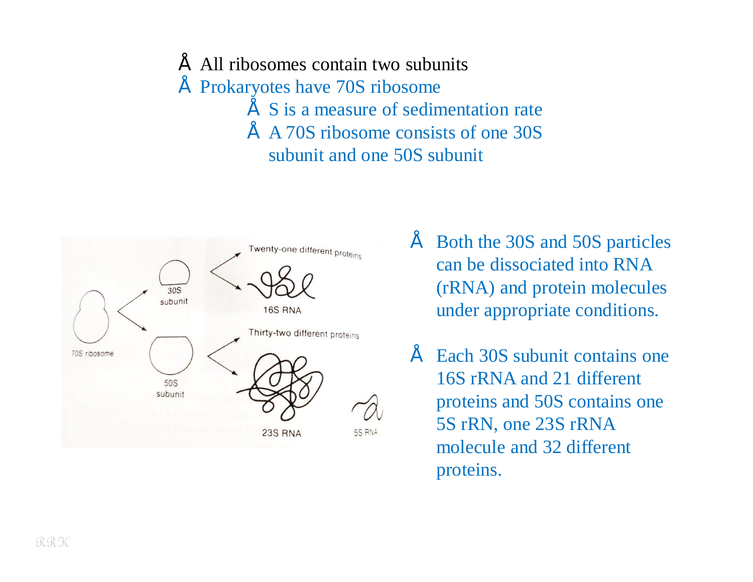- All ribosomes contain two subunits
- Prokaryotes have 70S ribosome
  - S is a measure of sedimentation rate
  - A 70S ribosome consists of one 30S subunit and one 50S subunit

- Both the 30S and 50S particles can be dissociated into RNA (rRNA) and protein molecules under appropriate conditions.

- Each 30S subunit contains one 16S rRNA and 21 different proteins and 50S contains one 5S rRN, one 23S rRNA molecule and 32 different proteins.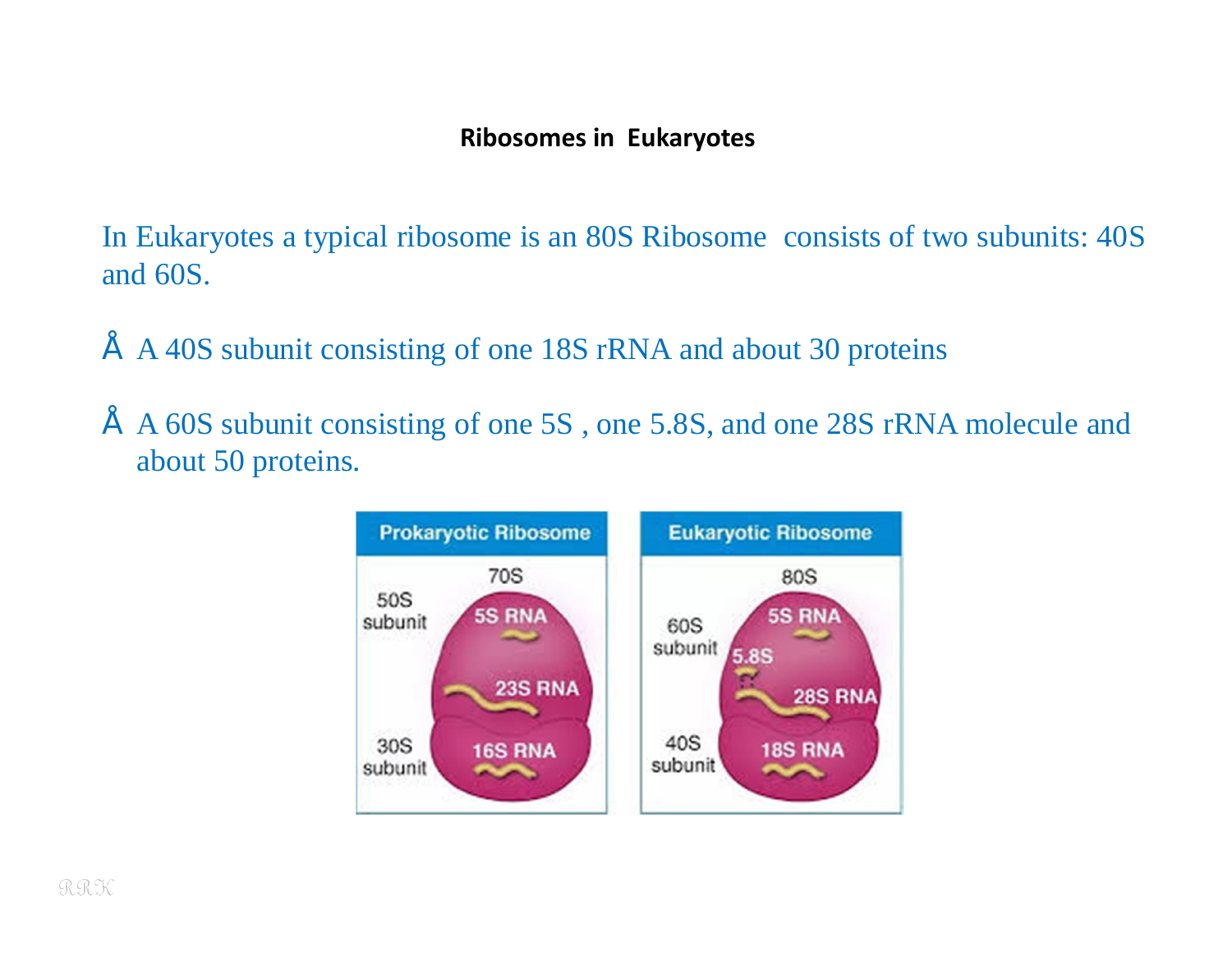## Ribosomes in Eukaryotes

In Eukaryotes a typical ribosome is an 80S Ribosome consists of two subunits: 40S and 60S.

- A 40S subunit consisting of one 18S rRNA and about 30 proteins
- A 60S subunit consisting of one 5S , one 5.8S, and one 28S rRNA molecule and about 50 proteins.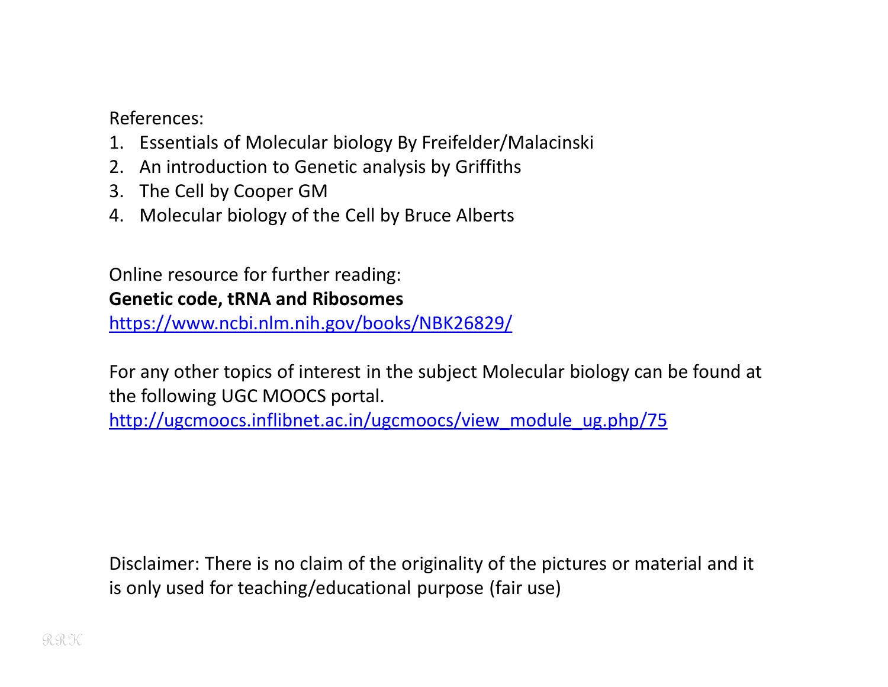References:

1. Essentials of Molecular biology By Freifelder/Malacinski
2. An introduction to Genetic analysis by Griffiths
3. The Cell by Cooper GM
4. Molecular biology of the Cell by Bruce Alberts

Online resource for further reading:

**Genetic code, tRNA and Ribosomes**

https://www.ncbi.nlm.nih.gov/books/NBK26829/

For any other topics of interest in the subject Molecular biology can be found at the following UGC MOOCS portal.

http://ugcmoocs.inflibnet.ac.in/ugcmoocs/view_module_ug.php/75

Disclaimer: There is no claim of the originality of the pictures or material and it is only used for teaching/educational purpose (fair use)